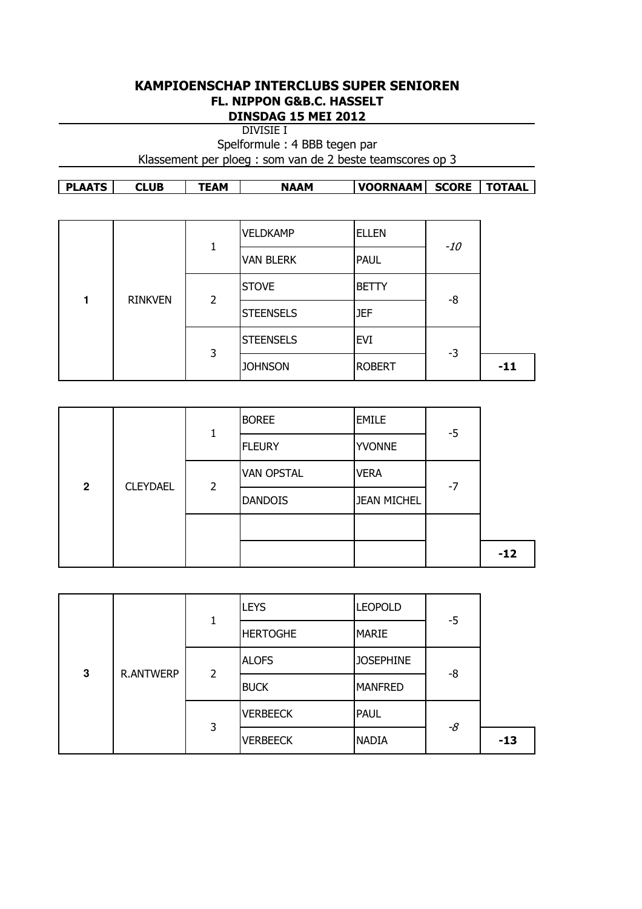**KAMPIOENSCHAP INTERCLUBS SUPER SENIOREN**
**FL. NIPPON G&B.C. HASSELT**
**DINSDAG 15 MEI 2012**

DIVISIE I

Spelformule : 4 BBB tegen par

Klassement per ploeg : som van de 2 beste teamscores op 3

| PLAATS | CLUB | TEAM | NAAM | VOORNAAM | SCORE | TOTAAL |
|---|---|---|---|---|---|---|
| 1 | RINKVEN | 1 | VELDKAMP | ELLEN | *-10* | |
| | | | VAN BLERK | PAUL | | |
| | | 2 | STOVE | BETTY | -8 | |
| | | | STEENSELS | JEF | | |
| | | 3 | STEENSELS | EVI | -3 | |
| | | | JOHNSON | ROBERT | | **-11** |
| 2 | CLEYDAEL | 1 | BOREE | EMILE | -5 | |
| | | | FLEURY | YVONNE | | |
| | | 2 | VAN OPSTAL | VERA | -7 | |
| | | | DANDOIS | JEAN MICHEL | | |
| | | | | | | |
| | | | | | | **-12** |
| 3 | R.ANTWERP | 1 | LEYS | LEOPOLD | -5 | |
| | | | HERTOGHE | MARIE | | |
| | | 2 | ALOFS | JOSEPHINE | -8 | |
| | | | BUCK | MANFRED | | |
| | | 3 | VERBEECK | PAUL | *-8* | |
| | | | VERBEECK | NADIA | | **-13** |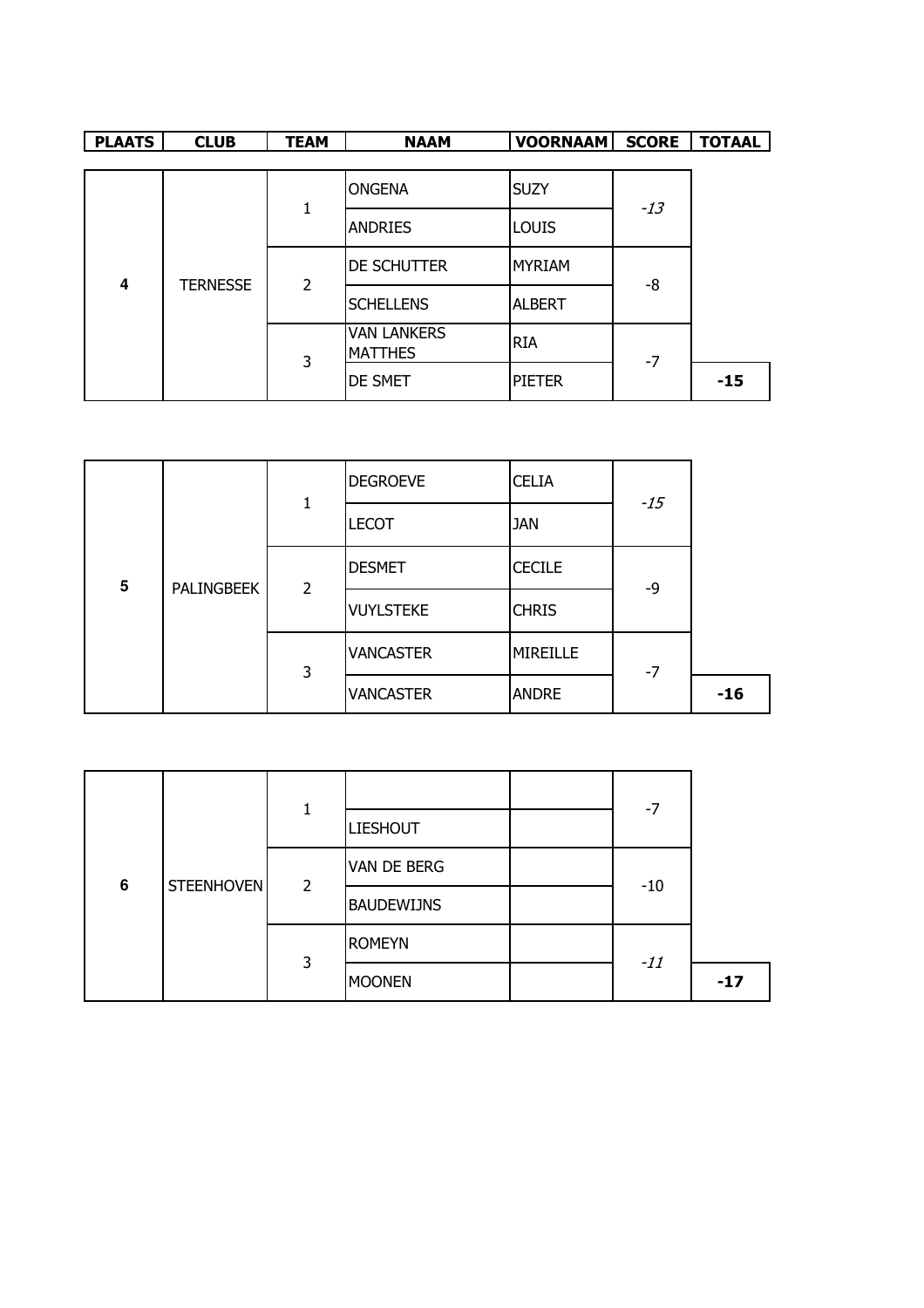| PLAATS | CLUB | TEAM | NAAM | VOORNAAM | SCORE | TOTAAL |
|---|---|---|---|---|---|---|
| 4 | TERNESSE | 1 | ONGENA | SUZY | *-13* | |
| | | | ANDRIES | LOUIS | | |
| | | 2 | DE SCHUTTER | MYRIAM | -8 | |
| | | | SCHELLENS | ALBERT | | |
| | | 3 | VAN LANKERS MATTHES | RIA | -7 | |
| | | | DE SMET | PIETER | | **-15** |
| 5 | PALINGBEEK | 1 | DEGROEVE | CELIA | *-15* | |
| | | | LECOT | JAN | | |
| | | 2 | DESMET | CECILE | -9 | |
| | | | VUYLSTEKE | CHRIS | | |
| | | 3 | VANCASTER | MIREILLE | -7 | |
| | | | VANCASTER | ANDRE | | **-16** |
| 6 | STEENHOVEN | 1 | | | -7 | |
| | | | LIESHOUT | | | |
| | | 2 | VAN DE BERG | | -10 | |
| | | | BAUDEWIJNS | | | |
| | | 3 | ROMEYN | | *-11* | |
| | | | MOONEN | | | **-17** |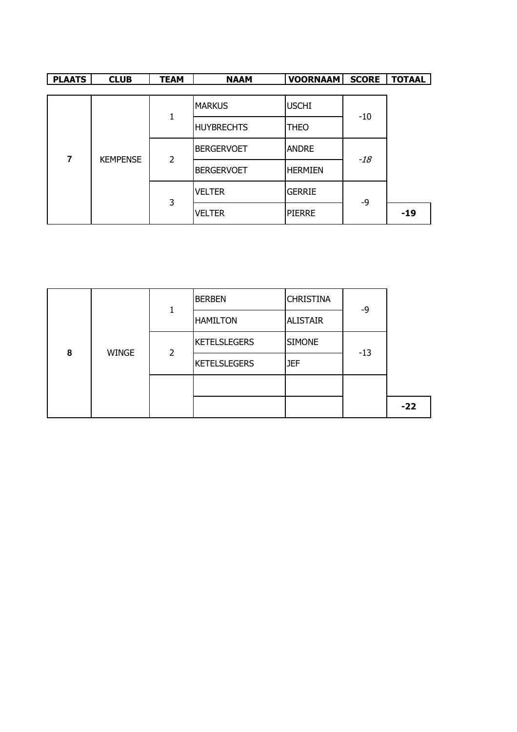| PLAATS | CLUB | TEAM | NAAM | VOORNAAM | SCORE | TOTAAL |
|---|---|---|---|---|---|---|
| 7 | KEMPENSE | 1 | MARKUS | USCHI | -10 | |
| | | | HUYBRECHTS | THEO | | |
| | | 2 | BERGERVOET | ANDRE | *-18* | |
| | | | BERGERVOET | HERMIEN | | |
| | | 3 | VELTER | GERRIE | -9 | |
| | | | VELTER | PIERRE | | **-19** |

| PLAATS | CLUB | TEAM | NAAM | VOORNAAM | SCORE | TOTAAL |
|---|---|---|---|---|---|---|
| 8 | WINGE | 1 | BERBEN | CHRISTINA | -9 | |
| | | | HAMILTON | ALISTAIR | | |
| | | 2 | KETELSLEGERS | SIMONE | -13 | |
| | | | KETELSLEGERS | JEF | | |
| | | | | | | |
| | | | | | | **-22** |